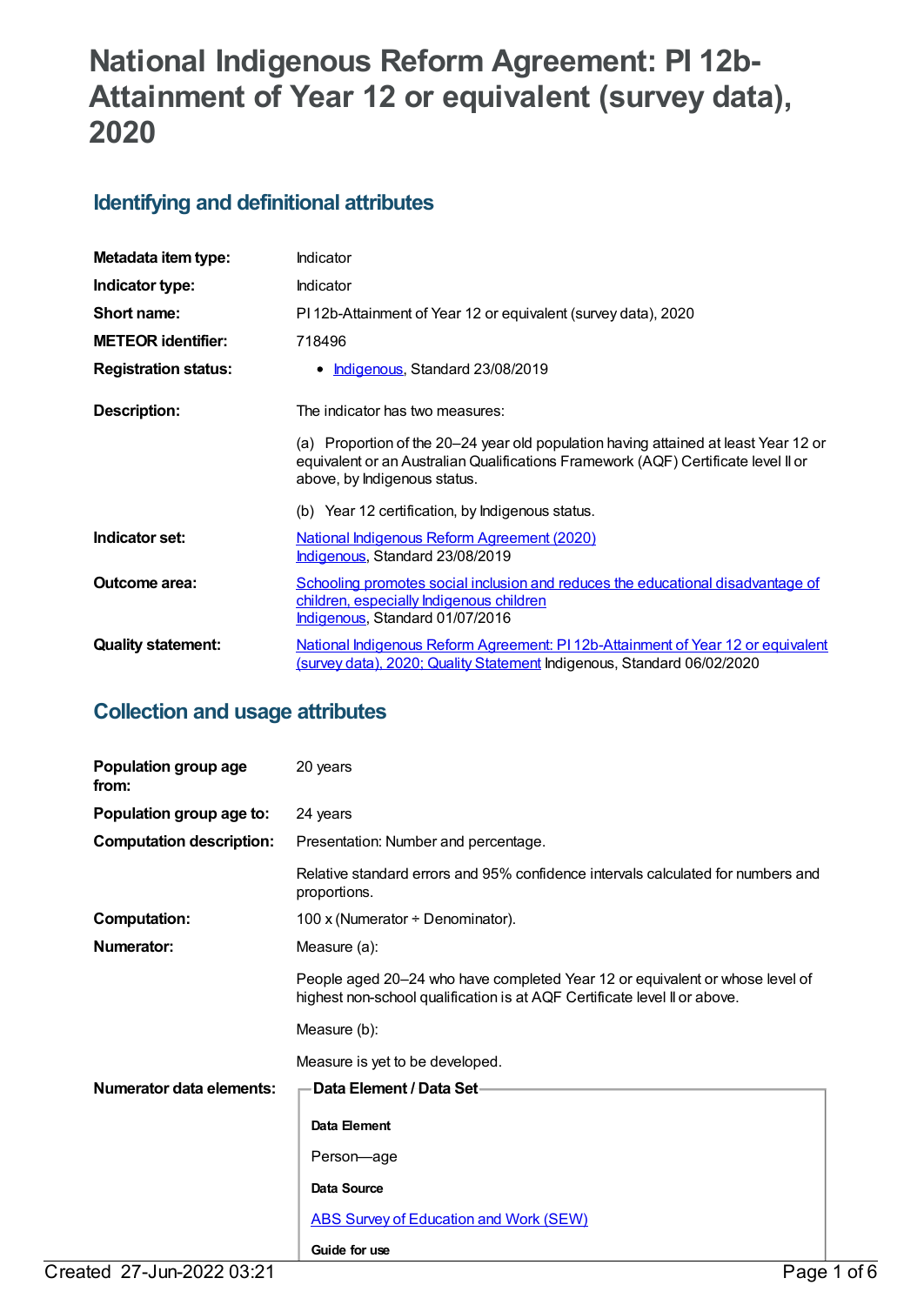# National Indigenous Reform Agreement: PI 12b-Attainment of Year 12 or equivalent (survey data), 2020

## Identifying and definitional attributes

| | |
|---|---|
| **Metadata item type:** | Indicator |
| **Indicator type:** | Indicator |
| **Short name:** | PI 12b-Attainment of Year 12 or equivalent (survey data), 2020 |
| **METEOR identifier:** | 718496 |
| **Registration status:** | • Indigenous, Standard 23/08/2019 |
| **Description:** | The indicator has two measures:<br><br>(a) Proportion of the 20–24 year old population having attained at least Year 12 or equivalent or an Australian Qualifications Framework (AQF) Certificate level II or above, by Indigenous status.<br><br>(b) Year 12 certification, by Indigenous status. |
| **Indicator set:** | National Indigenous Reform Agreement (2020)<br>Indigenous, Standard 23/08/2019 |
| **Outcome area:** | Schooling promotes social inclusion and reduces the educational disadvantage of children, especially Indigenous children<br>Indigenous, Standard 01/07/2016 |
| **Quality statement:** | National Indigenous Reform Agreement: PI 12b-Attainment of Year 12 or equivalent (survey data), 2020; Quality Statement Indigenous, Standard 06/02/2020 |

## Collection and usage attributes

| | |
|---|---|
| **Population group age from:** | 20 years |
| **Population group age to:** | 24 years |
| **Computation description:** | Presentation: Number and percentage.<br><br>Relative standard errors and 95% confidence intervals calculated for numbers and proportions. |
| **Computation:** | 100 x (Numerator ÷ Denominator). |
| **Numerator:** | Measure (a):<br><br>People aged 20–24 who have completed Year 12 or equivalent or whose level of highest non-school qualification is at AQF Certificate level II or above.<br><br>Measure (b):<br><br>Measure is yet to be developed. |
| **Numerator data elements:** | **Data Element / Data Set**<br><br>**Data Element**<br><br>Person—age<br><br>**Data Source**<br><br>ABS Survey of Education and Work (SEW)<br><br>**Guide for use** |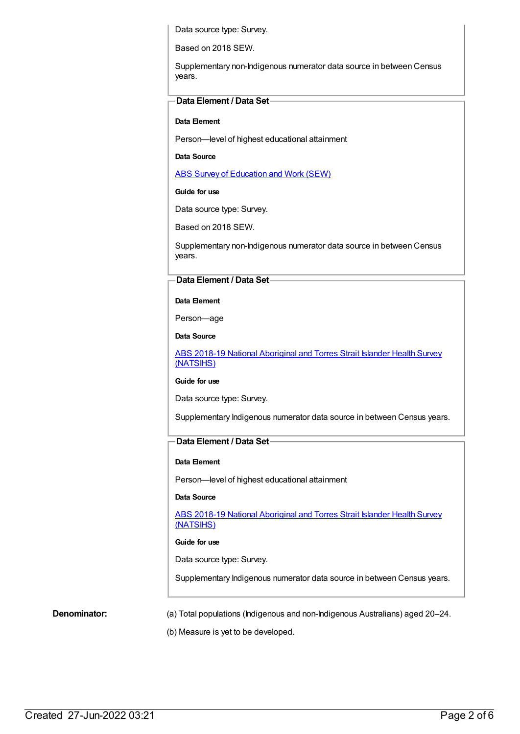Data source type: Survey.

Based on 2018 SEW.

Supplementary non-Indigenous numerator data source in between Census years.

**Data Element / Data Set**

**Data Element**

Person—level of highest educational attainment

**Data Source**

ABS Survey of Education and Work (SEW)

**Guide for use**

Data source type: Survey.

Based on 2018 SEW.

Supplementary non-Indigenous numerator data source in between Census years.

**Data Element / Data Set**

**Data Element**

Person—age

**Data Source**

ABS 2018-19 National Aboriginal and Torres Strait Islander Health Survey (NATSIHS)

**Guide for use**

Data source type: Survey.

Supplementary Indigenous numerator data source in between Census years.

**Data Element / Data Set**

**Data Element**

Person—level of highest educational attainment

**Data Source**

ABS 2018-19 National Aboriginal and Torres Strait Islander Health Survey (NATSIHS)

**Guide for use**

Data source type: Survey.

Supplementary Indigenous numerator data source in between Census years.

**Denominator:**

(a) Total populations (Indigenous and non-Indigenous Australians) aged 20–24.

(b) Measure is yet to be developed.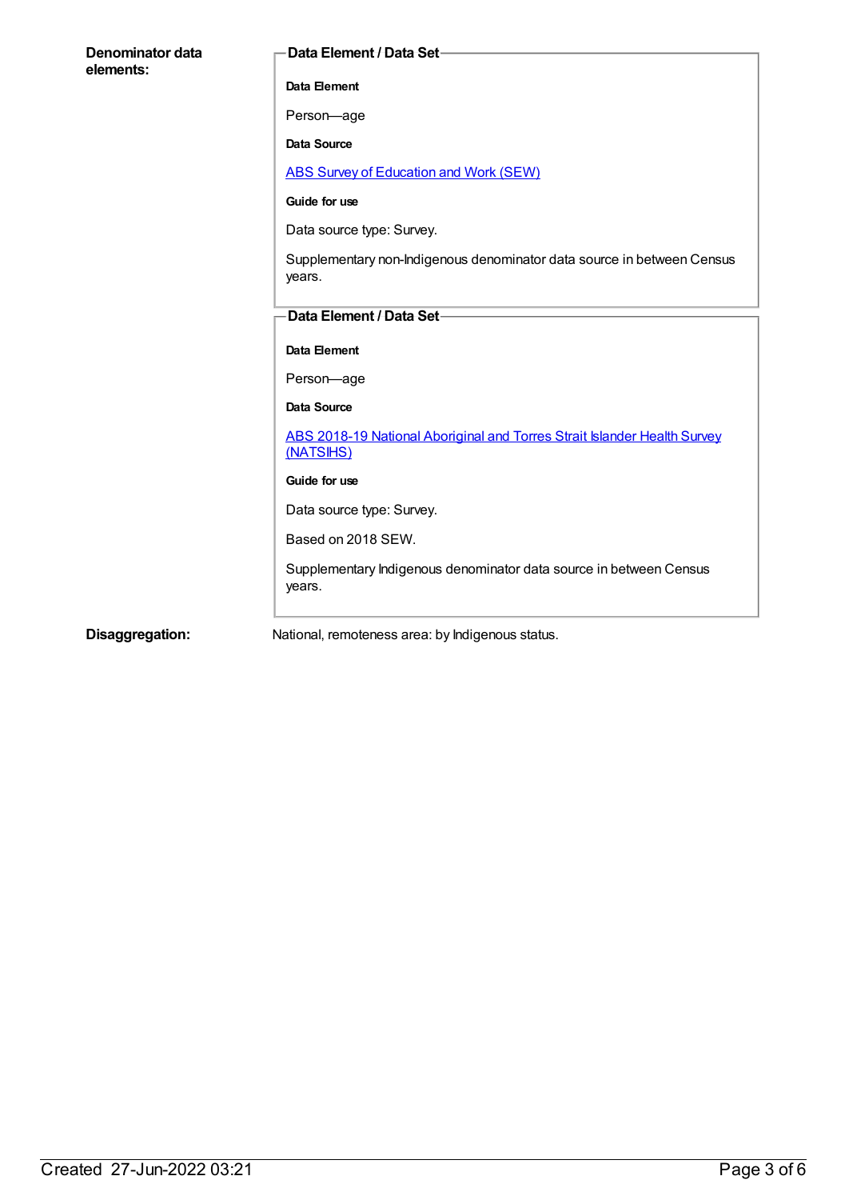**Denominator data elements:**

**Data Element / Data Set**

**Data Element**

Person—age

**Data Source**

ABS Survey of Education and Work (SEW)

**Guide for use**

Data source type: Survey.

Supplementary non-Indigenous denominator data source in between Census years.

**Data Element / Data Set**

**Data Element**

Person—age

**Data Source**

ABS 2018-19 National Aboriginal and Torres Strait Islander Health Survey (NATSIHS)

**Guide for use**

Data source type: Survey.

Based on 2018 SEW.

Supplementary Indigenous denominator data source in between Census years.

**Disaggregation:** National, remoteness area: by Indigenous status.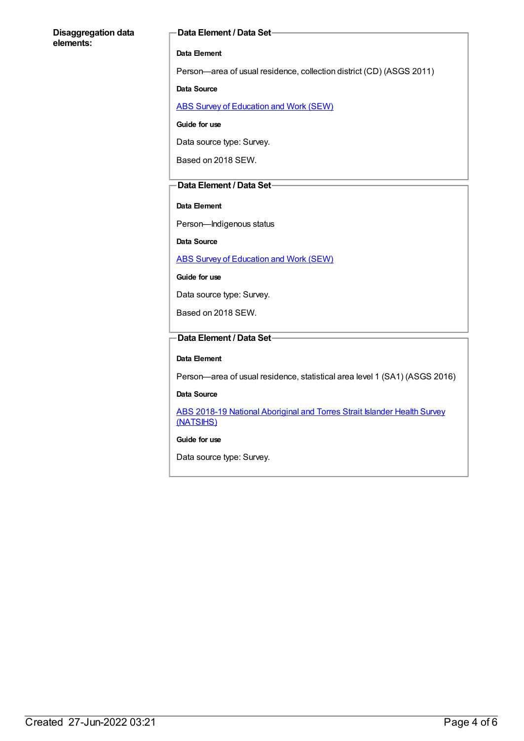**Disaggregation data elements:**

**Data Element / Data Set**

**Data Element**

Person—area of usual residence, collection district (CD) (ASGS 2011)

**Data Source**

ABS Survey of Education and Work (SEW)

**Guide for use**

Data source type: Survey.

Based on 2018 SEW.

**Data Element / Data Set**

**Data Element**

Person—Indigenous status

**Data Source**

ABS Survey of Education and Work (SEW)

**Guide for use**

Data source type: Survey.

Based on 2018 SEW.

**Data Element / Data Set**

**Data Element**

Person—area of usual residence, statistical area level 1 (SA1) (ASGS 2016)

**Data Source**

ABS 2018-19 National Aboriginal and Torres Strait Islander Health Survey (NATSIHS)

**Guide for use**

Data source type: Survey.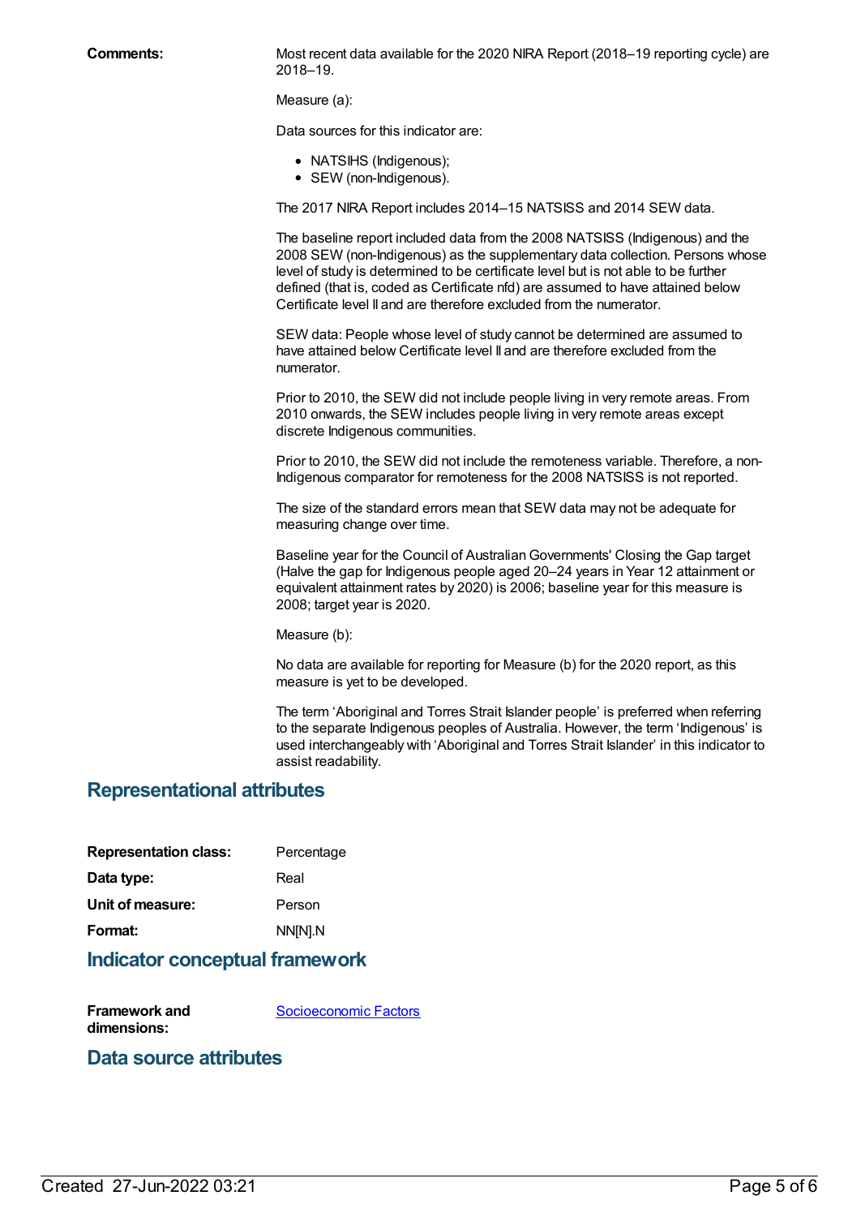**Comments:** Most recent data available for the 2020 NIRA Report (2018–19 reporting cycle) are 2018–19.

Measure (a):

Data sources for this indicator are:

- NATSIHS (Indigenous);
- SEW (non-Indigenous).

The 2017 NIRA Report includes 2014–15 NATSISS and 2014 SEW data.

The baseline report included data from the 2008 NATSISS (Indigenous) and the 2008 SEW (non-Indigenous) as the supplementary data collection. Persons whose level of study is determined to be certificate level but is not able to be further defined (that is, coded as Certificate nfd) are assumed to have attained below Certificate level II and are therefore excluded from the numerator.

SEW data: People whose level of study cannot be determined are assumed to have attained below Certificate level II and are therefore excluded from the numerator.

Prior to 2010, the SEW did not include people living in very remote areas. From 2010 onwards, the SEW includes people living in very remote areas except discrete Indigenous communities.

Prior to 2010, the SEW did not include the remoteness variable. Therefore, a non-Indigenous comparator for remoteness for the 2008 NATSISS is not reported.

The size of the standard errors mean that SEW data may not be adequate for measuring change over time.

Baseline year for the Council of Australian Governments' Closing the Gap target (Halve the gap for Indigenous people aged 20–24 years in Year 12 attainment or equivalent attainment rates by 2020) is 2006; baseline year for this measure is 2008; target year is 2020.

Measure (b):

No data are available for reporting for Measure (b) for the 2020 report, as this measure is yet to be developed.

The term 'Aboriginal and Torres Strait Islander people' is preferred when referring to the separate Indigenous peoples of Australia. However, the term 'Indigenous' is used interchangeably with 'Aboriginal and Torres Strait Islander' in this indicator to assist readability.

## Representational attributes

**Representation class:** Percentage

**Data type:** Real

**Unit of measure:** Person

**Format:** NN[N].N

## Indicator conceptual framework

**Framework and dimensions:** Socioeconomic Factors

## Data source attributes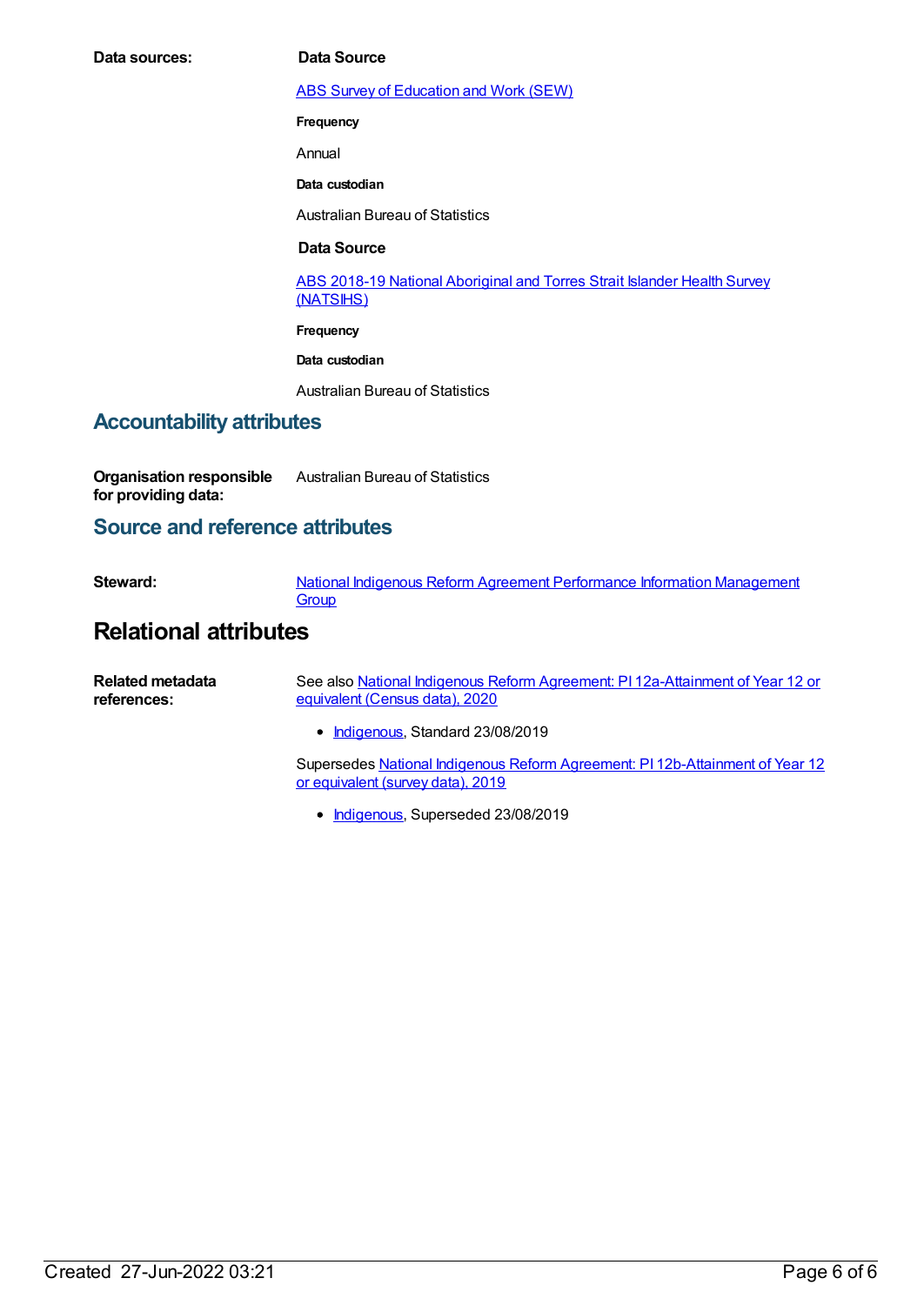**Data sources:**

**Data Source**

ABS Survey of Education and Work (SEW)

**Frequency**

Annual

**Data custodian**

Australian Bureau of Statistics

**Data Source**

ABS 2018-19 National Aboriginal and Torres Strait Islander Health Survey (NATSIHS)

**Frequency**

**Data custodian**

Australian Bureau of Statistics

## Accountability attributes

**Organisation responsible for providing data:** Australian Bureau of Statistics

## Source and reference attributes

**Steward:** National Indigenous Reform Agreement Performance Information Management Group

# Relational attributes

**Related metadata references:**

See also National Indigenous Reform Agreement: PI 12a-Attainment of Year 12 or equivalent (Census data), 2020

- Indigenous, Standard 23/08/2019

Supersedes National Indigenous Reform Agreement: PI 12b-Attainment of Year 12 or equivalent (survey data), 2019

- Indigenous, Superseded 23/08/2019